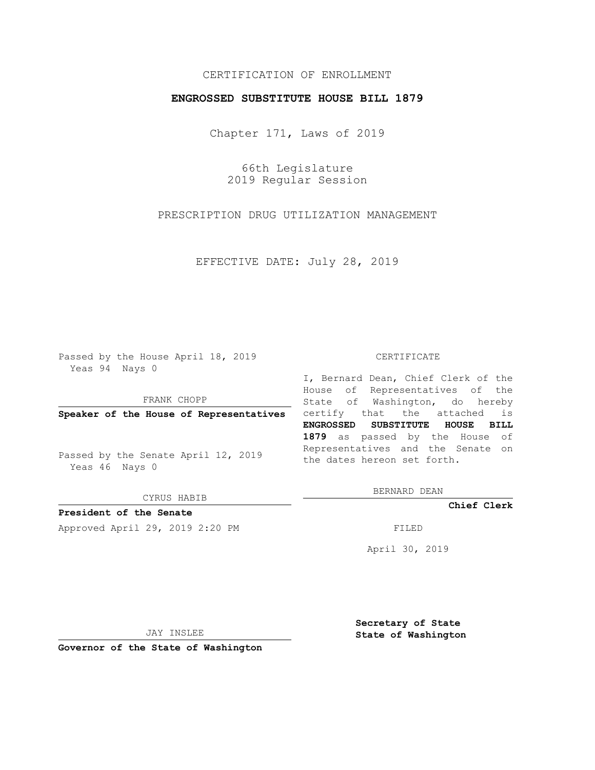CERTIFICATION OF ENROLLMENT

**ENGROSSED SUBSTITUTE HOUSE BILL 1879**

Chapter 171, Laws of 2019

66th Legislature
2019 Regular Session

PRESCRIPTION DRUG UTILIZATION MANAGEMENT

EFFECTIVE DATE: July 28, 2019

Passed by the House April 18, 2019
Yeas 94 Nays 0

FRANK CHOPP

**Speaker of the House of Representatives**

Passed by the Senate April 12, 2019
Yeas 46 Nays 0

CYRUS HABIB

**President of the Senate**

Approved April 29, 2019 2:20 PM

JAY INSLEE

**Governor of the State of Washington**

CERTIFICATE

I, Bernard Dean, Chief Clerk of the House of Representatives of the State of Washington, do hereby certify that the attached is **ENGROSSED SUBSTITUTE HOUSE BILL 1879** as passed by the House of Representatives and the Senate on the dates hereon set forth.

BERNARD DEAN

**Chief Clerk**

FILED

April 30, 2019

**Secretary of State**
**State of Washington**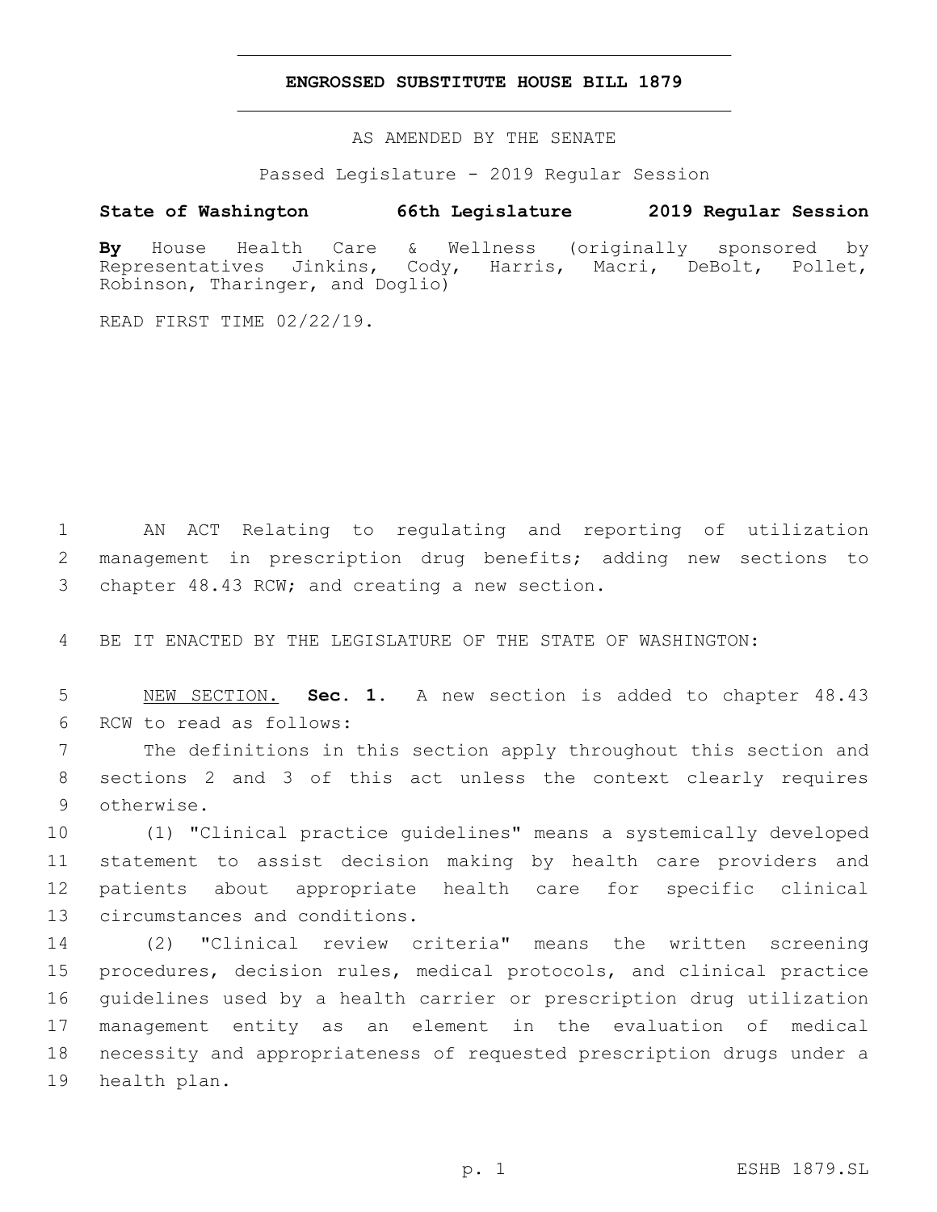# ENGROSSED SUBSTITUTE HOUSE BILL 1879

AS AMENDED BY THE SENATE

Passed Legislature - 2019 Regular Session

**State of Washington 66th Legislature 2019 Regular Session**

**By** House Health Care & Wellness (originally sponsored by Representatives Jinkins, Cody, Harris, Macri, DeBolt, Pollet, Robinson, Tharinger, and Doglio)

READ FIRST TIME 02/22/19.

AN ACT Relating to regulating and reporting of utilization management in prescription drug benefits; adding new sections to chapter 48.43 RCW; and creating a new section.

BE IT ENACTED BY THE LEGISLATURE OF THE STATE OF WASHINGTON:

NEW SECTION. **Sec. 1.** A new section is added to chapter 48.43 RCW to read as follows:

The definitions in this section apply throughout this section and sections 2 and 3 of this act unless the context clearly requires otherwise.

(1) "Clinical practice guidelines" means a systemically developed statement to assist decision making by health care providers and patients about appropriate health care for specific clinical circumstances and conditions.

(2) "Clinical review criteria" means the written screening procedures, decision rules, medical protocols, and clinical practice guidelines used by a health carrier or prescription drug utilization management entity as an element in the evaluation of medical necessity and appropriateness of requested prescription drugs under a health plan.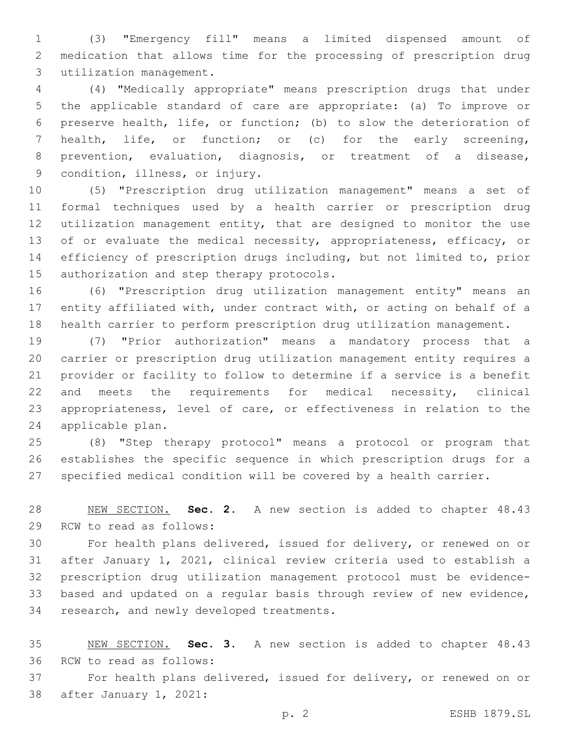(3) "Emergency fill" means a limited dispensed amount of medication that allows time for the processing of prescription drug utilization management.

(4) "Medically appropriate" means prescription drugs that under the applicable standard of care are appropriate: (a) To improve or preserve health, life, or function; (b) to slow the deterioration of health, life, or function; or (c) for the early screening, prevention, evaluation, diagnosis, or treatment of a disease, condition, illness, or injury.

(5) "Prescription drug utilization management" means a set of formal techniques used by a health carrier or prescription drug utilization management entity, that are designed to monitor the use of or evaluate the medical necessity, appropriateness, efficacy, or efficiency of prescription drugs including, but not limited to, prior authorization and step therapy protocols.

(6) "Prescription drug utilization management entity" means an entity affiliated with, under contract with, or acting on behalf of a health carrier to perform prescription drug utilization management.

(7) "Prior authorization" means a mandatory process that a carrier or prescription drug utilization management entity requires a provider or facility to follow to determine if a service is a benefit and meets the requirements for medical necessity, clinical appropriateness, level of care, or effectiveness in relation to the applicable plan.

(8) "Step therapy protocol" means a protocol or program that establishes the specific sequence in which prescription drugs for a specified medical condition will be covered by a health carrier.

NEW SECTION. **Sec. 2.** A new section is added to chapter 48.43 RCW to read as follows:

For health plans delivered, issued for delivery, or renewed on or after January 1, 2021, clinical review criteria used to establish a prescription drug utilization management protocol must be evidence-based and updated on a regular basis through review of new evidence, research, and newly developed treatments.

NEW SECTION. **Sec. 3.** A new section is added to chapter 48.43 RCW to read as follows:

For health plans delivered, issued for delivery, or renewed on or after January 1, 2021: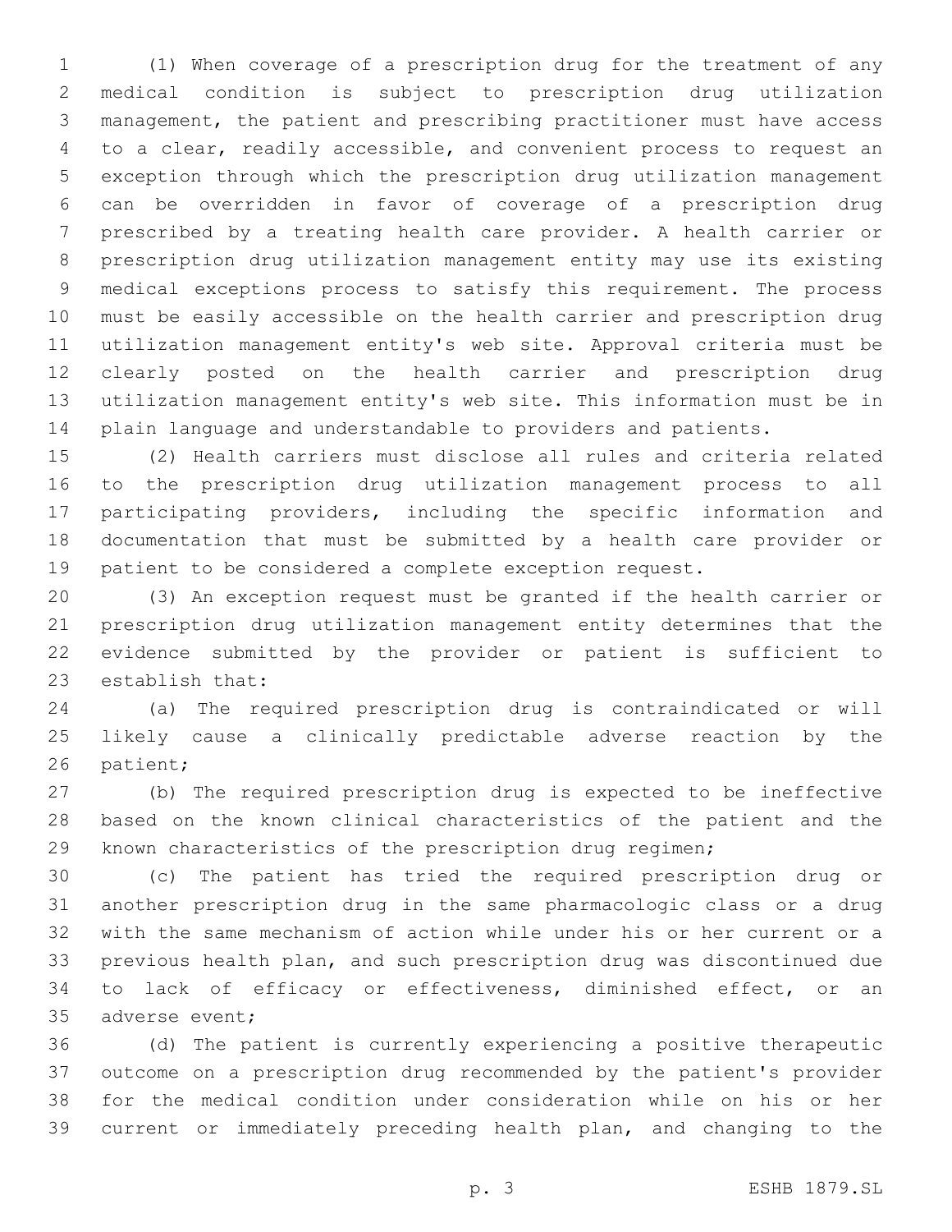(1) When coverage of a prescription drug for the treatment of any medical condition is subject to prescription drug utilization management, the patient and prescribing practitioner must have access to a clear, readily accessible, and convenient process to request an exception through which the prescription drug utilization management can be overridden in favor of coverage of a prescription drug prescribed by a treating health care provider. A health carrier or prescription drug utilization management entity may use its existing medical exceptions process to satisfy this requirement. The process must be easily accessible on the health carrier and prescription drug utilization management entity's web site. Approval criteria must be clearly posted on the health carrier and prescription drug utilization management entity's web site. This information must be in plain language and understandable to providers and patients.

(2) Health carriers must disclose all rules and criteria related to the prescription drug utilization management process to all participating providers, including the specific information and documentation that must be submitted by a health care provider or patient to be considered a complete exception request.

(3) An exception request must be granted if the health carrier or prescription drug utilization management entity determines that the evidence submitted by the provider or patient is sufficient to establish that:

(a) The required prescription drug is contraindicated or will likely cause a clinically predictable adverse reaction by the patient;

(b) The required prescription drug is expected to be ineffective based on the known clinical characteristics of the patient and the known characteristics of the prescription drug regimen;

(c) The patient has tried the required prescription drug or another prescription drug in the same pharmacologic class or a drug with the same mechanism of action while under his or her current or a previous health plan, and such prescription drug was discontinued due to lack of efficacy or effectiveness, diminished effect, or an adverse event;

(d) The patient is currently experiencing a positive therapeutic outcome on a prescription drug recommended by the patient's provider for the medical condition under consideration while on his or her current or immediately preceding health plan, and changing to the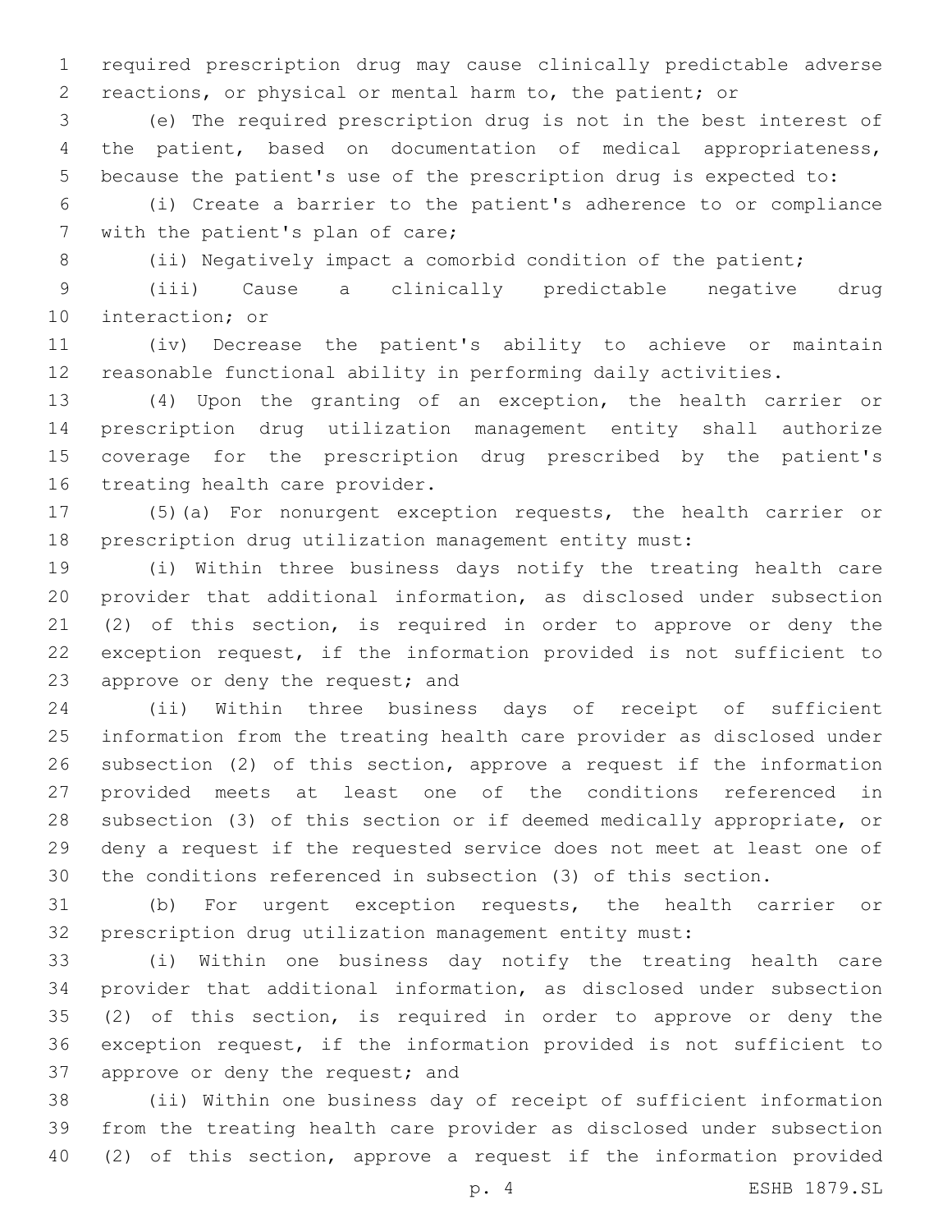required prescription drug may cause clinically predictable adverse reactions, or physical or mental harm to, the patient; or

(e) The required prescription drug is not in the best interest of the patient, based on documentation of medical appropriateness, because the patient's use of the prescription drug is expected to:

(i) Create a barrier to the patient's adherence to or compliance with the patient's plan of care;

(ii) Negatively impact a comorbid condition of the patient;

(iii) Cause a clinically predictable negative drug interaction; or

(iv) Decrease the patient's ability to achieve or maintain reasonable functional ability in performing daily activities.

(4) Upon the granting of an exception, the health carrier or prescription drug utilization management entity shall authorize coverage for the prescription drug prescribed by the patient's treating health care provider.

(5)(a) For nonurgent exception requests, the health carrier or prescription drug utilization management entity must:

(i) Within three business days notify the treating health care provider that additional information, as disclosed under subsection (2) of this section, is required in order to approve or deny the exception request, if the information provided is not sufficient to approve or deny the request; and

(ii) Within three business days of receipt of sufficient information from the treating health care provider as disclosed under subsection (2) of this section, approve a request if the information provided meets at least one of the conditions referenced in subsection (3) of this section or if deemed medically appropriate, or deny a request if the requested service does not meet at least one of the conditions referenced in subsection (3) of this section.

(b) For urgent exception requests, the health carrier or prescription drug utilization management entity must:

(i) Within one business day notify the treating health care provider that additional information, as disclosed under subsection (2) of this section, is required in order to approve or deny the exception request, if the information provided is not sufficient to approve or deny the request; and

(ii) Within one business day of receipt of sufficient information from the treating health care provider as disclosed under subsection (2) of this section, approve a request if the information provided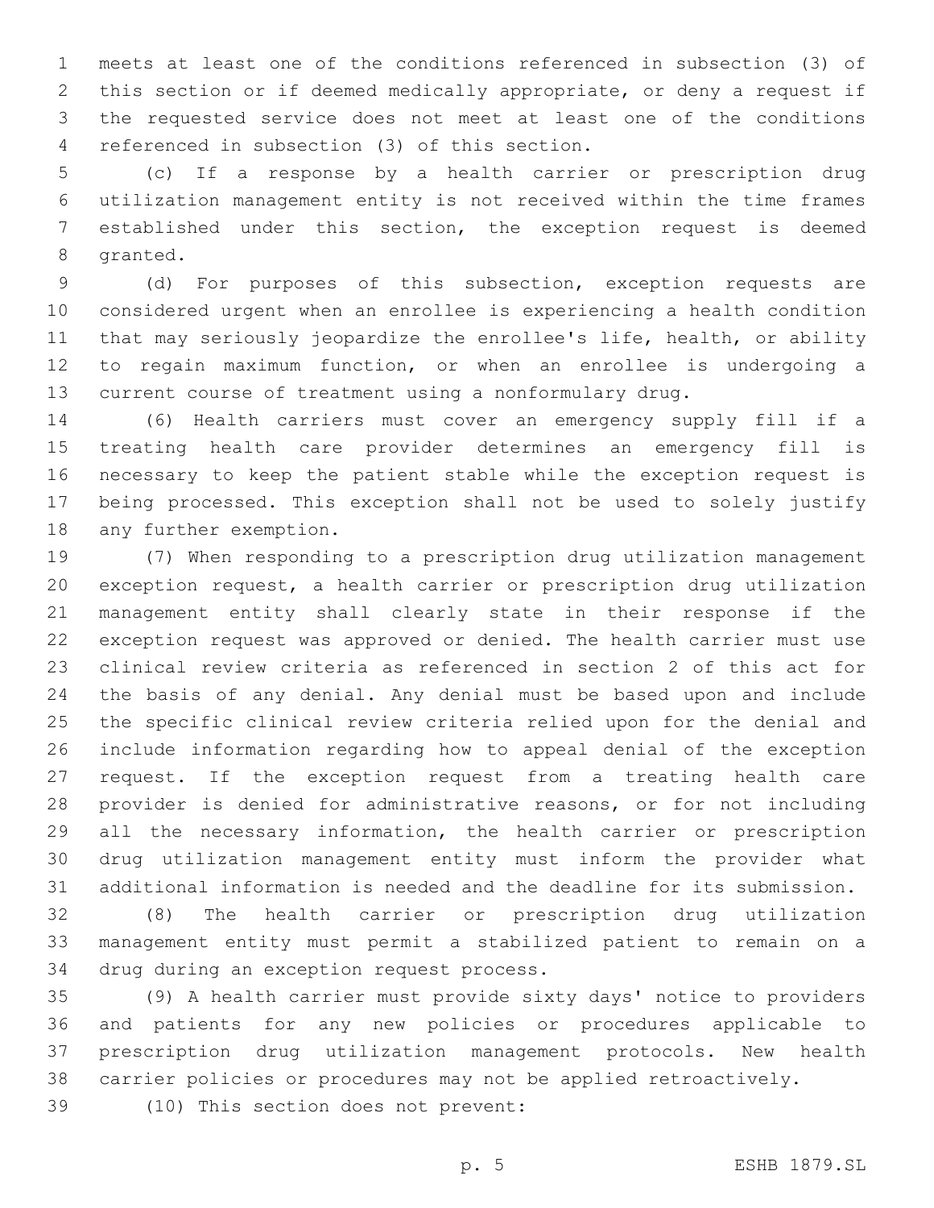meets at least one of the conditions referenced in subsection (3) of this section or if deemed medically appropriate, or deny a request if the requested service does not meet at least one of the conditions referenced in subsection (3) of this section.

(c) If a response by a health carrier or prescription drug utilization management entity is not received within the time frames established under this section, the exception request is deemed granted.

(d) For purposes of this subsection, exception requests are considered urgent when an enrollee is experiencing a health condition that may seriously jeopardize the enrollee's life, health, or ability to regain maximum function, or when an enrollee is undergoing a current course of treatment using a nonformulary drug.

(6) Health carriers must cover an emergency supply fill if a treating health care provider determines an emergency fill is necessary to keep the patient stable while the exception request is being processed. This exception shall not be used to solely justify any further exemption.

(7) When responding to a prescription drug utilization management exception request, a health carrier or prescription drug utilization management entity shall clearly state in their response if the exception request was approved or denied. The health carrier must use clinical review criteria as referenced in section 2 of this act for the basis of any denial. Any denial must be based upon and include the specific clinical review criteria relied upon for the denial and include information regarding how to appeal denial of the exception request. If the exception request from a treating health care provider is denied for administrative reasons, or for not including all the necessary information, the health carrier or prescription drug utilization management entity must inform the provider what additional information is needed and the deadline for its submission.

(8) The health carrier or prescription drug utilization management entity must permit a stabilized patient to remain on a drug during an exception request process.

(9) A health carrier must provide sixty days' notice to providers and patients for any new policies or procedures applicable to prescription drug utilization management protocols. New health carrier policies or procedures may not be applied retroactively.

(10) This section does not prevent: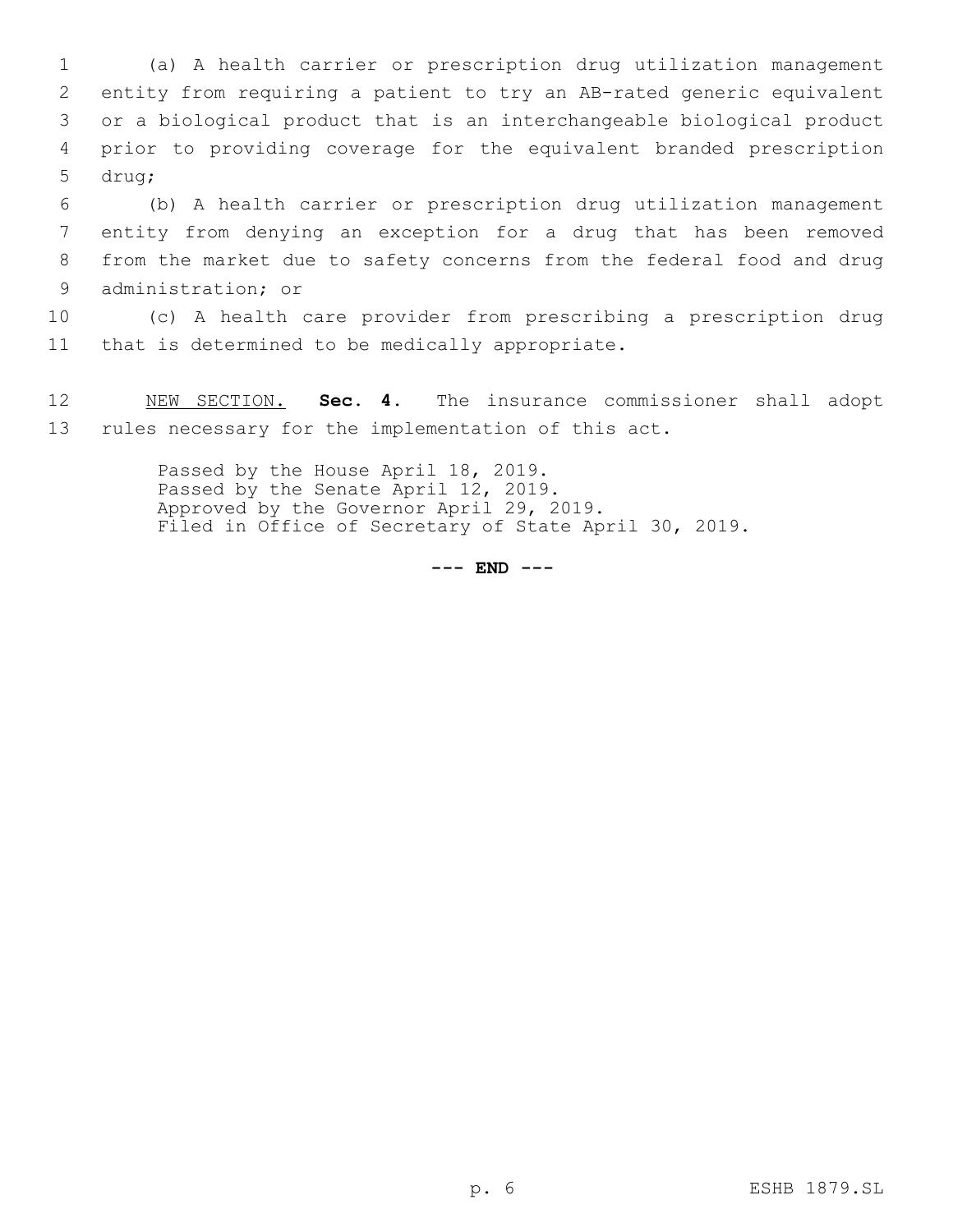(a) A health carrier or prescription drug utilization management entity from requiring a patient to try an AB-rated generic equivalent or a biological product that is an interchangeable biological product prior to providing coverage for the equivalent branded prescription drug;

(b) A health carrier or prescription drug utilization management entity from denying an exception for a drug that has been removed from the market due to safety concerns from the federal food and drug administration; or

(c) A health care provider from prescribing a prescription drug that is determined to be medically appropriate.

NEW SECTION. **Sec. 4.** The insurance commissioner shall adopt rules necessary for the implementation of this act.

Passed by the House April 18, 2019.
Passed by the Senate April 12, 2019.
Approved by the Governor April 29, 2019.
Filed in Office of Secretary of State April 30, 2019.

**--- END ---**